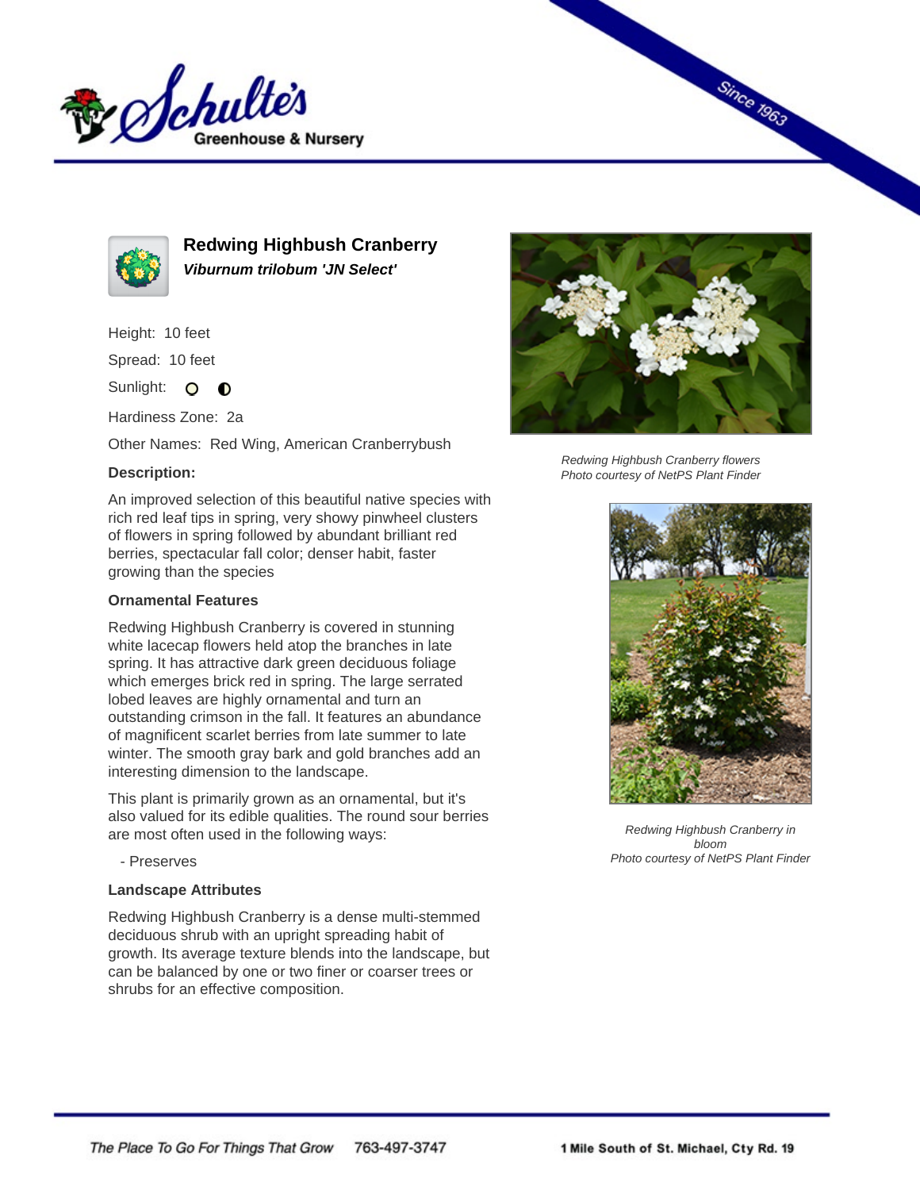# Redwing Highbush Cranberry

***Viburnum trilobum 'JN Select'***

Height: 10 feet

Spread: 10 feet

Sunlight:

Hardiness Zone: 2a

Other Names: Red Wing, American Cranberrybush

**Description:**

An improved selection of this beautiful native species with rich red leaf tips in spring, very showy pinwheel clusters of flowers in spring followed by abundant brilliant red berries, spectacular fall color; denser habit, faster growing than the species

### Ornamental Features

Redwing Highbush Cranberry is covered in stunning white lacecap flowers held atop the branches in late spring. It has attractive dark green deciduous foliage which emerges brick red in spring. The large serrated lobed leaves are highly ornamental and turn an outstanding crimson in the fall. It features an abundance of magnificent scarlet berries from late summer to late winter. The smooth gray bark and gold branches add an interesting dimension to the landscape.

This plant is primarily grown as an ornamental, but it's also valued for its edible qualities. The round sour berries are most often used in the following ways:

- Preserves

### Landscape Attributes

Redwing Highbush Cranberry is a dense multi-stemmed deciduous shrub with an upright spreading habit of growth. Its average texture blends into the landscape, but can be balanced by one or two finer or coarser trees or shrubs for an effective composition.

*Redwing Highbush Cranberry flowers*
*Photo courtesy of NetPS Plant Finder*

*Redwing Highbush Cranberry in bloom*
*Photo courtesy of NetPS Plant Finder*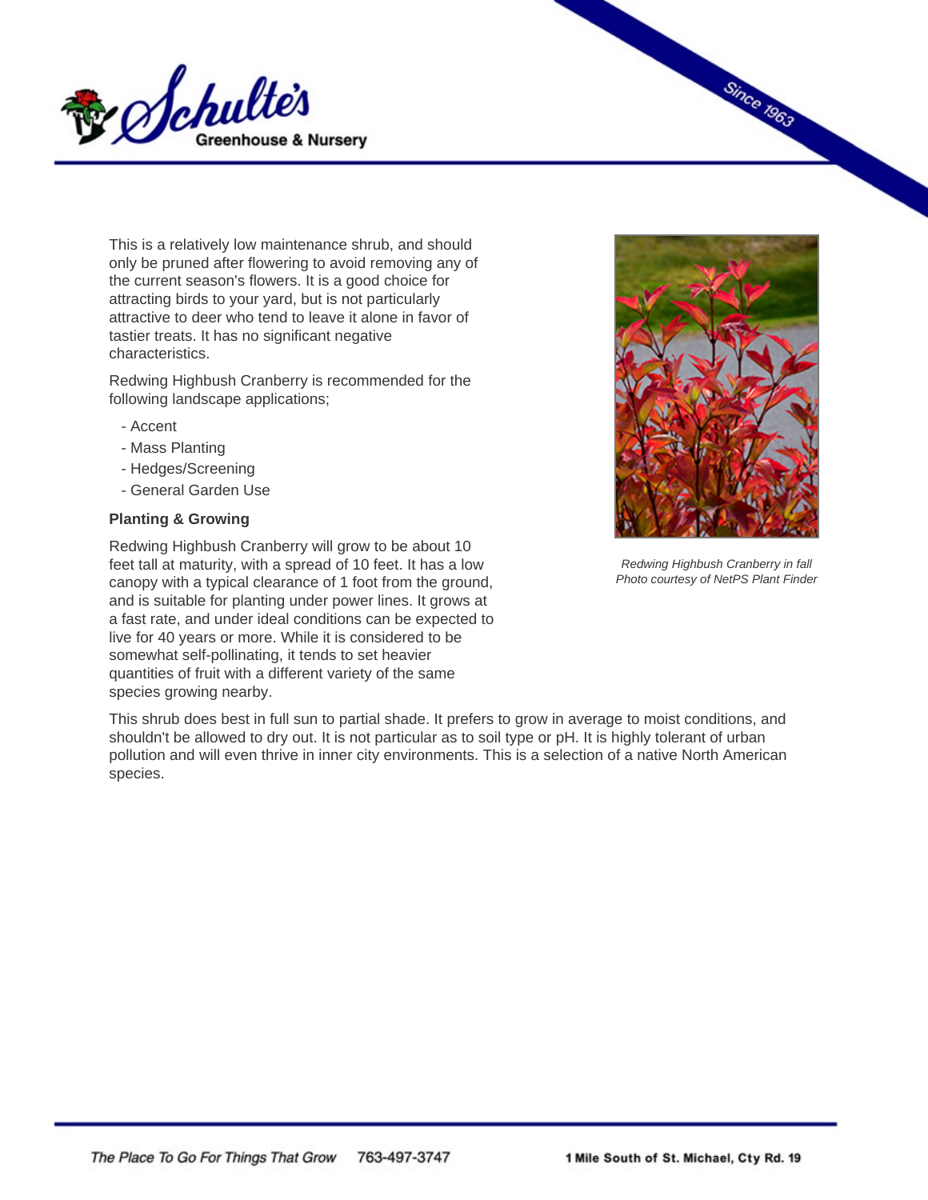This is a relatively low maintenance shrub, and should only be pruned after flowering to avoid removing any of the current season's flowers. It is a good choice for attracting birds to your yard, but is not particularly attractive to deer who tend to leave it alone in favor of tastier treats. It has no significant negative characteristics.

Redwing Highbush Cranberry is recommended for the following landscape applications;

- Accent
- Mass Planting
- Hedges/Screening
- General Garden Use

*Redwing Highbush Cranberry in fall*
*Photo courtesy of NetPS Plant Finder*

**Planting & Growing**

Redwing Highbush Cranberry will grow to be about 10 feet tall at maturity, with a spread of 10 feet. It has a low canopy with a typical clearance of 1 foot from the ground, and is suitable for planting under power lines. It grows at a fast rate, and under ideal conditions can be expected to live for 40 years or more. While it is considered to be somewhat self-pollinating, it tends to set heavier quantities of fruit with a different variety of the same species growing nearby.

This shrub does best in full sun to partial shade. It prefers to grow in average to moist conditions, and shouldn't be allowed to dry out. It is not particular as to soil type or pH. It is highly tolerant of urban pollution and will even thrive in inner city environments. This is a selection of a native North American species.